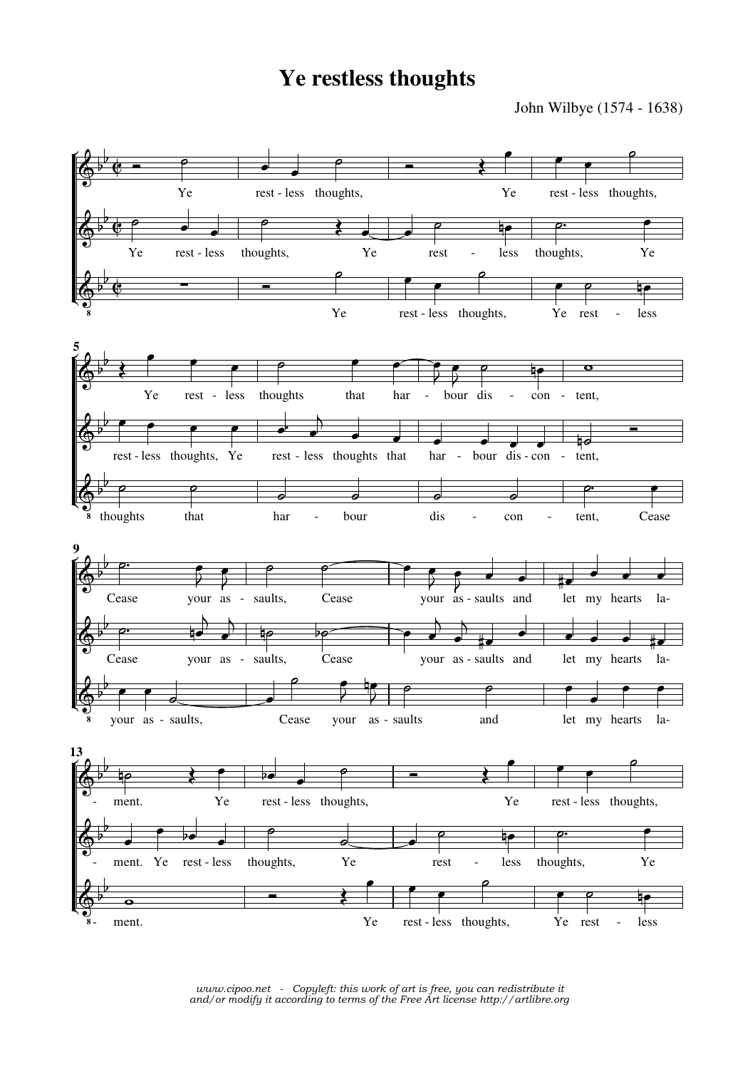# Ye restless thoughts

John Wilbye (1574 - 1638)

*www.cipoo.net - Copyleft: this work of art is free, you can redistribute it and/or modify it according to terms of the Free Art license http://artlibre.org*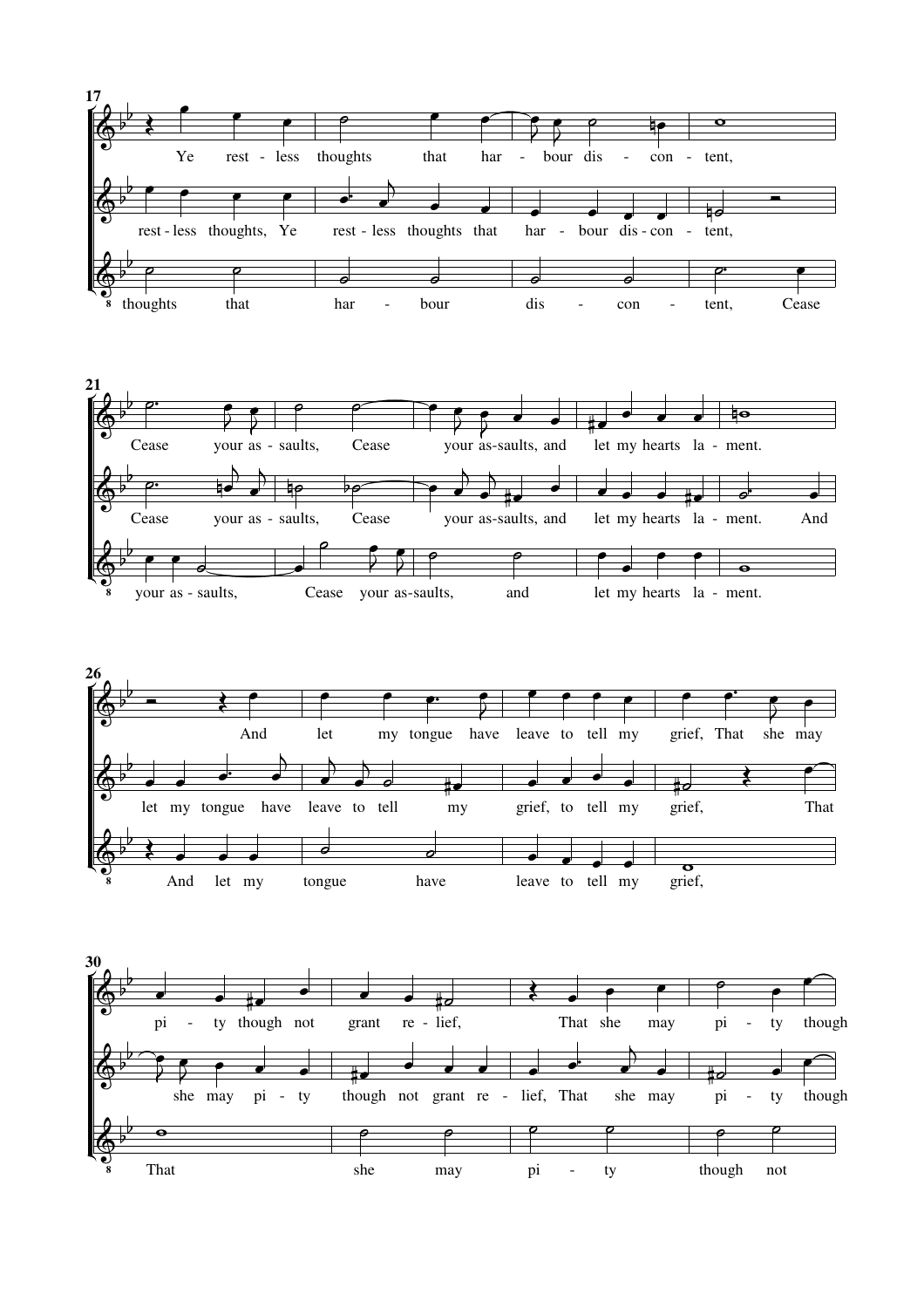17

Ye rest - less thoughts that har - bour dis - con - tent,

rest - less thoughts, Ye rest - less thoughts that har - bour dis - con - tent,

thoughts that har - bour dis - con - tent, Cease

21

Cease your as - saults, Cease your as-saults, and let my hearts la - ment.

Cease your as - saults, Cease your as-saults, and let my hearts la - ment. And

your as - saults, Cease your as-saults, and let my hearts la - ment.

26

And let my tongue have leave to tell my grief, That she may

let my tongue have leave to tell my grief, to tell my grief, That

And let my tongue have leave to tell my grief,

30

pi - ty though not grant re - lief, That she may pi - ty though

she may pi - ty though not grant re - lief, That she may pi - ty though

That she may pi - ty though not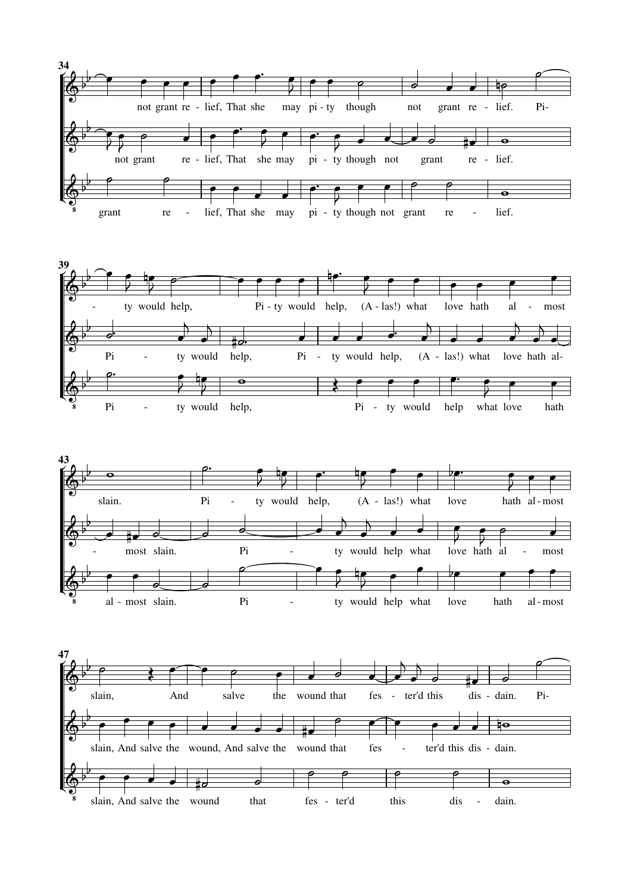34

not grant re - lief, That she may pi - ty though not grant re - lief. Pi-

not grant re - lief, That she may pi - ty though not grant re - lief.

grant re - lief, That she may pi - ty though not grant re - lief.

39

- ty would help, Pi - ty would help, (A - las!) what love hath al - most

Pi - ty would help, Pi - ty would help, (A - las!) what love hath al-

Pi - ty would help, Pi - ty would help what love hath

43

slain. Pi - ty would help, (A - las!) what love hath al - most

- most slain. Pi - ty would help what love hath al - most

al - most slain. Pi - ty would help what love hath al - most

47

slain, And salve the wound that fes - ter'd this dis - dain. Pi-

slain, And salve the wound, And salve the wound that fes - ter'd this dis - dain.

slain, And salve the wound that fes - ter'd this dis - dain.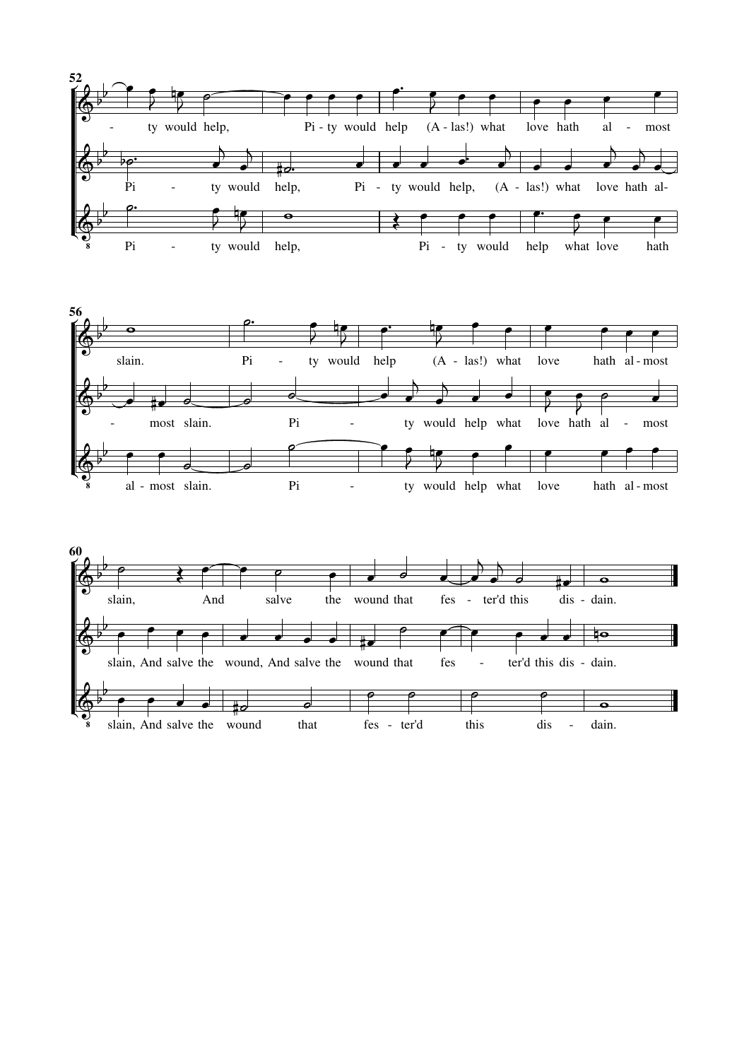52

- ty would help, Pi - ty would help (A - las!) what love hath al - most

Pi - ty would help, Pi - ty would help, (A - las!) what love hath al-

Pi - ty would help, Pi - ty would help what love hath

56

slain. Pi - ty would help (A - las!) what love hath al - most

- most slain. Pi - ty would help what love hath al - most

al - most slain. Pi - ty would help what love hath al - most

60

slain, And salve the wound that fes - ter'd this dis - dain.

slain, And salve the wound, And salve the wound that fes - ter'd this dis - dain.

slain, And salve the wound that fes - ter'd this dis - dain.